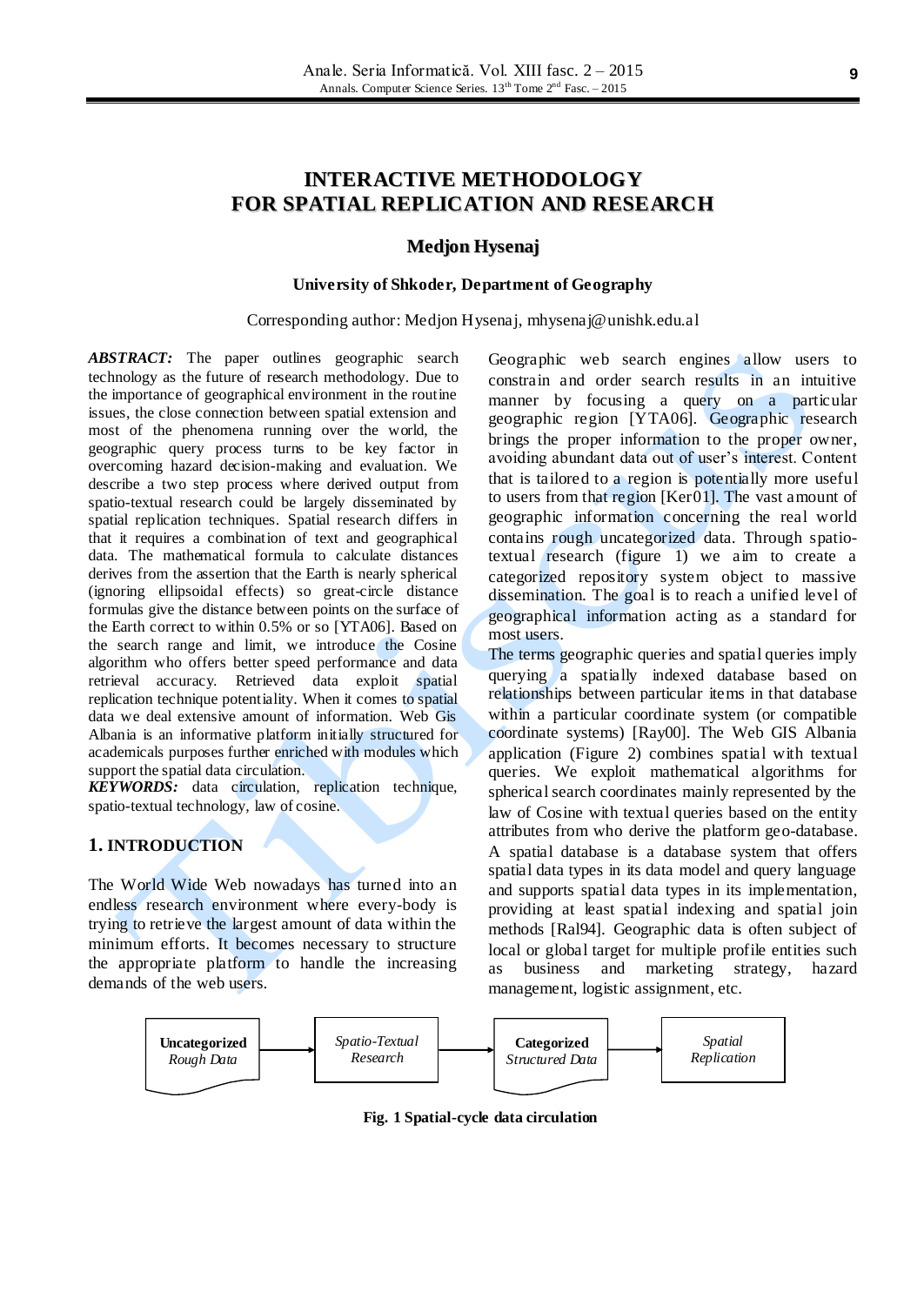# INTERACTIVE METHODOLOGY FOR SPATIAL REPLICATION AND RESEARCH

**Medjon Hysenaj**

**University of Shkoder, Department of Geography**

Corresponding author: Medjon Hysenaj, mhysenaj@unishk.edu.al

***ABSTRACT:*** The paper outlines geographic search technology as the future of research methodology. Due to the importance of geographical environment in the routine issues, the close connection between spatial extension and most of the phenomena running over the world, the geographic query process turns to be key factor in overcoming hazard decision-making and evaluation. We describe a two step process where derived output from spatio-textual research could be largely disseminated by spatial replication techniques. Spatial research differs in that it requires a combination of text and geographical data. The mathematical formula to calculate distances derives from the assertion that the Earth is nearly spherical (ignoring ellipsoidal effects) so great-circle distance formulas give the distance between points on the surface of the Earth correct to within 0.5% or so [YTA06]. Based on the search range and limit, we introduce the Cosine algorithm who offers better speed performance and data retrieval accuracy. Retrieved data exploit spatial replication technique potentiality. When it comes to spatial data we deal extensive amount of information. Web Gis Albania is an informative platform initially structured for academicals purposes further enriched with modules which support the spatial data circulation.

***KEYWORDS:*** data circulation, replication technique, spatio-textual technology, law of cosine.

## 1. INTRODUCTION

The World Wide Web nowadays has turned into an endless research environment where every-body is trying to retrieve the largest amount of data within the minimum efforts. It becomes necessary to structure the appropriate platform to handle the increasing demands of the web users.

Geographic web search engines allow users to constrain and order search results in an intuitive manner by focusing a query on a particular geographic region [YTA06]. Geographic research brings the proper information to the proper owner, avoiding abundant data out of user's interest. Content that is tailored to a region is potentially more useful to users from that region [Ker01]. The vast amount of geographic information concerning the real world contains rough uncategorized data. Through spatio-textual research (figure 1) we aim to create a categorized repository system object to massive dissemination. The goal is to reach a unified level of geographical information acting as a standard for most users.

The terms geographic queries and spatial queries imply querying a spatially indexed database based on relationships between particular items in that database within a particular coordinate system (or compatible coordinate systems) [Ray00]. The Web GIS Albania application (Figure 2) combines spatial with textual queries. We exploit mathematical algorithms for spherical search coordinates mainly represented by the law of Cosine with textual queries based on the entity attributes from who derive the platform geo-database.

A spatial database is a database system that offers spatial data types in its data model and query language and supports spatial data types in its implementation, providing at least spatial indexing and spatial join methods [Ral94]. Geographic data is often subject of local or global target for multiple profile entities such as business and marketing strategy, hazard management, logistic assignment, etc.

**Uncategorized** *Rough Data* → *Spatio-Textual Research* → **Categorized** *Structured Data* → *Spatial Replication*

**Fig. 1 Spatial-cycle data circulation**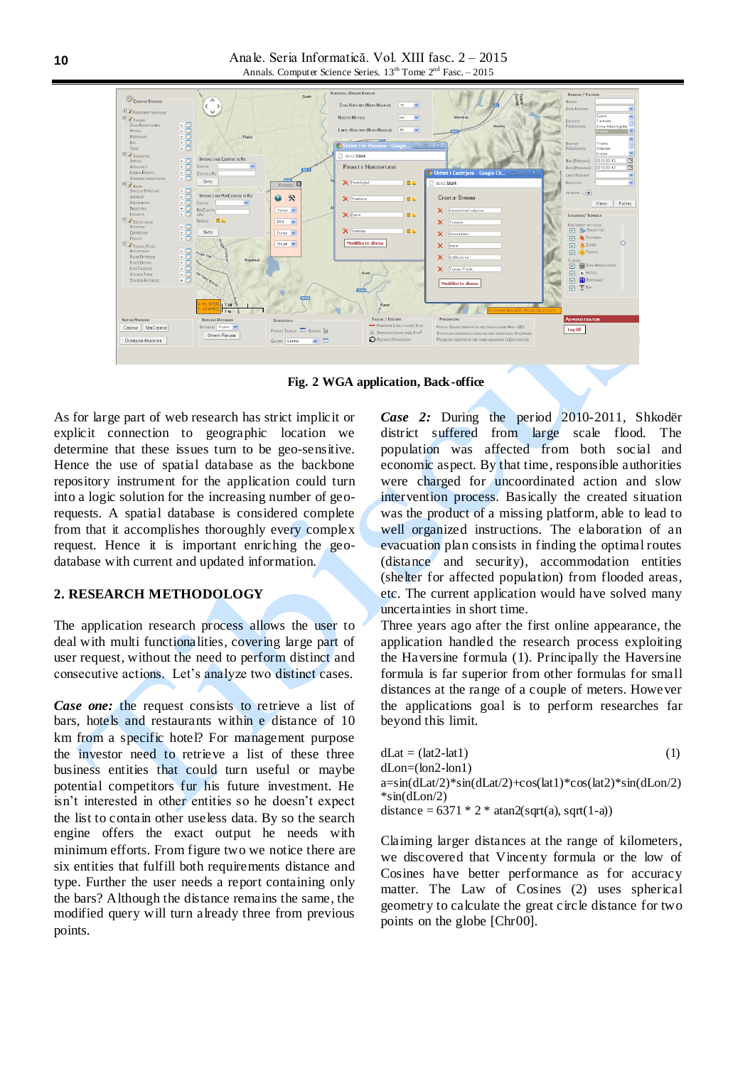**Fig. 2 WGA application, Back-office**

As for large part of web research has strict implicit or explicit connection to geographic location we determine that these issues turn to be geo-sensitive. Hence the use of spatial database as the backbone repository instrument for the application could turn into a logic solution for the increasing number of geo-requests. A spatial database is considered complete from that it accomplishes thoroughly every complex request. Hence it is important enriching the geo-database with current and updated information.

## 2. RESEARCH METHODOLOGY

The application research process allows the user to deal with multi functionalities, covering large part of user request, without the need to perform distinct and consecutive actions. Let's analyze two distinct cases.

***Case one:*** the request consists to retrieve a list of bars, hotels and restaurants within e distance of 10 km from a specific hotel? For management purpose the investor need to retrieve a list of these three business entities that could turn useful or maybe potential competitors fur his future investment. He isn't interested in other entities so he doesn't expect the list to contain other useless data. So the search engine offers the exact output he needs with minimum efforts. From figure two we notice there are six entities that fulfill both requirements distance and type. Further the user needs a report containing only the bars? Although the distance remains the same, the modified query will turn already three from previous points.

***Case 2:*** During the period 2010-2011, Shkodër district suffered from large scale flood. The population was affected from both social and economic aspect. By that time, responsible authorities were charged for uncoordinated action and slow intervention process. Basically the created situation was the product of a missing platform, able to lead to well organized instructions. The elaboration of an evacuation plan consists in finding the optimal routes (distance and security), accommodation entities (shelter for affected population) from flooded areas, etc. The current application would have solved many uncertainties in short time.

Three years ago after the first online appearance, the application handled the research process exploiting the Haversine formula (1). Principally the Haversine formula is far superior from other formulas for small distances at the range of a couple of meters. However the applications goal is to perform researches far beyond this limit.

$$\begin{aligned}
&dLat = (lat2 - lat1) \qquad (1)\\
&dLon = (lon2 - lon1)\\
&a = \sin(dLat/2)*\sin(dLat/2) + \cos(lat1)*\cos(lat2)*\sin(dLon/2)*\sin(dLon/2)\\
&distance = 6371 * 2 * \operatorname{atan2}(\operatorname{sqrt}(a), \operatorname{sqrt}(1-a))
\end{aligned}$$

Claiming larger distances at the range of kilometers, we discovered that Vincenty formula or the low of Cosines have better performance as for accuracy matter. The Law of Cosines (2) uses spherical geometry to calculate the great circle distance for two points on the globe [Chr00].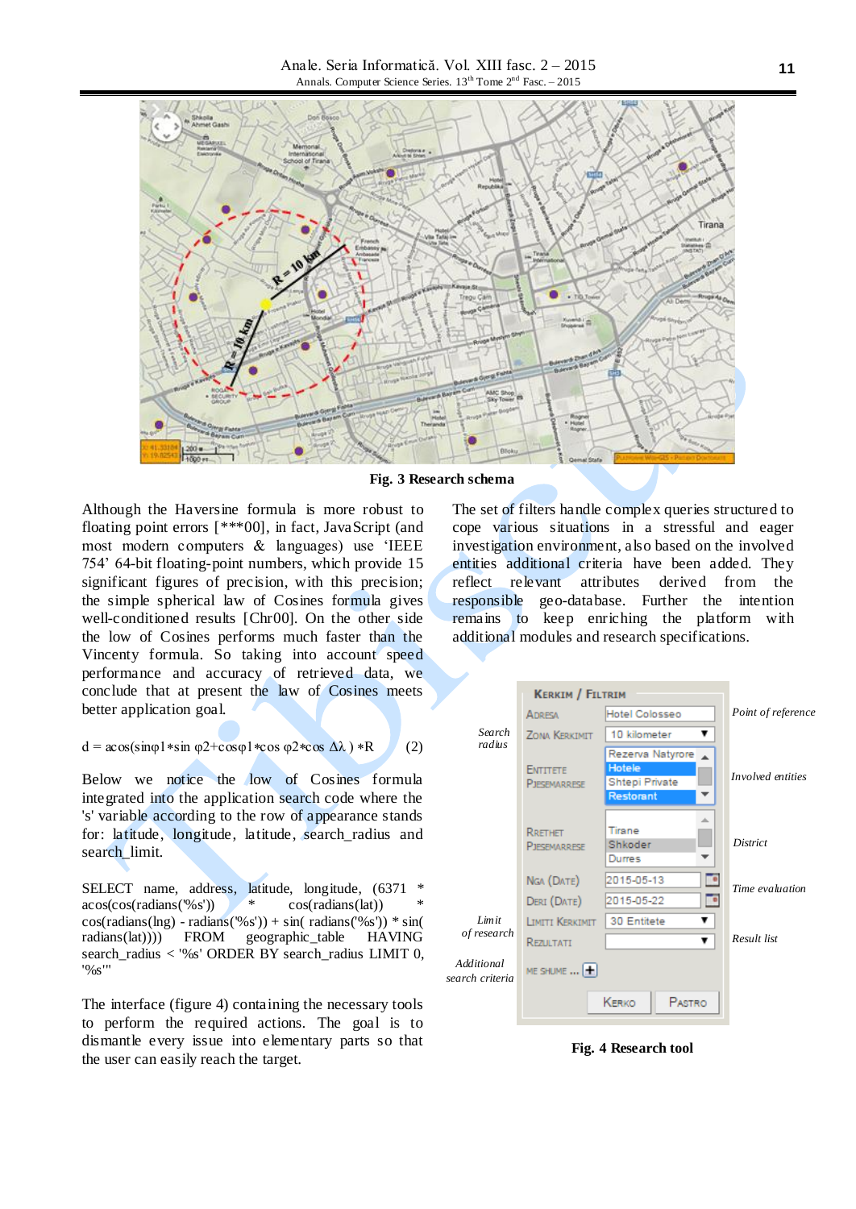Fig. 3 Research schema

Although the Haversine formula is more robust to floating point errors [***00], in fact, JavaScript (and most modern computers & languages) use 'IEEE 754' 64-bit floating-point numbers, which provide 15 significant figures of precision, with this precision; the simple spherical law of Cosines formula gives well-conditioned results [Chr00]. On the other side the low of Cosines performs much faster than the Vincenty formula. So taking into account speed performance and accuracy of retrieved data, we conclude that at present the law of Cosines meets better application goal.

$$d = \mathrm{acos}(\sin\varphi 1 * \sin \varphi 2 + \cos\varphi 1 * \cos \varphi 2 * \cos \Delta\lambda) * R \qquad (2)$$

Below we notice the low of Cosines formula integrated into the application search code where the 's' variable according to the row of appearance stands for: latitude, longitude, latitude, search_radius and search_limit.

```
SELECT name, address, latitude, longitude, (6371 * acos(cos(radians('%s')) * cos(radians(lat)) * cos(radians(lng) - radians('%s')) + sin( radians('%s')) * sin( radians(lat)))) FROM geographic_table HAVING search_radius < '%s' ORDER BY search_radius LIMIT 0, '%s'"
```

The interface (figure 4) containing the necessary tools to perform the required actions. The goal is to dismantle every issue into elementary parts so that the user can easily reach the target.

The set of filters handle complex queries structured to cope various situations in a stressful and eager investigation environment, also based on the involved entities additional criteria have been added. They reflect relevant attributes derived from the responsible geo-database. Further the intention remains to keep enriching the platform with additional modules and research specifications.

Fig. 4 Research tool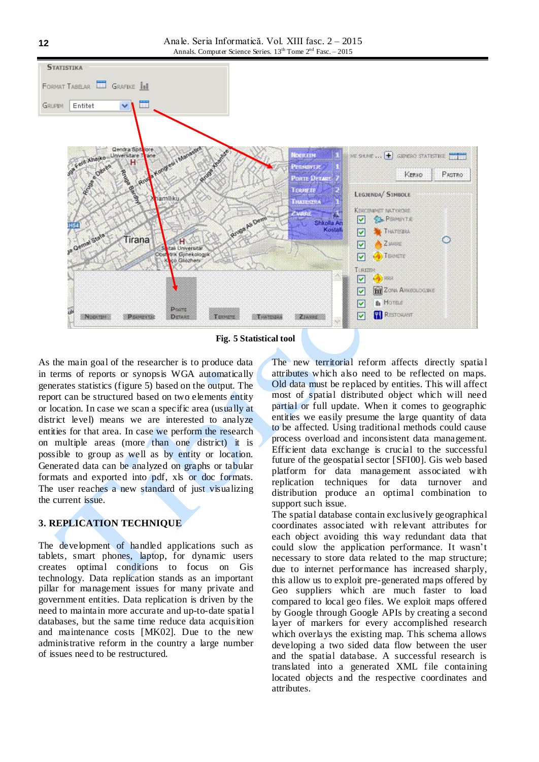**Fig. 5 Statistical tool**

As the main goal of the researcher is to produce data in terms of reports or synopsis WGA automatically generates statistics (figure 5) based on the output. The report can be structured based on two elements entity or location. In case we scan a specific area (usually at district level) means we are interested to analyze entities for that area. In case we perform the research on multiple areas (more than one district) it is possible to group as well as by entity or location. Generated data can be analyzed on graphs or tabular formats and exported into pdf, xls or doc formats. The user reaches a new standard of just visualizing the current issue.

## 3. REPLICATION TECHNIQUE

The development of handled applications such as tablets, smart phones, laptop, for dynamic users creates optimal conditions to focus on Gis technology. Data replication stands as an important pillar for management issues for many private and government entities. Data replication is driven by the need to maintain more accurate and up-to-date spatial databases, but the same time reduce data acquisition and maintenance costs [MK02]. Due to the new administrative reform in the country a large number of issues need to be restructured.

The new territorial reform affects directly spatial attributes which also need to be reflected on maps. Old data must be replaced by entities. This will affect most of spatial distributed object which will need partial or full update. When it comes to geographic entities we easily presume the large quantity of data to be affected. Using traditional methods could cause process overload and inconsistent data management. Efficient data exchange is crucial to the successful future of the geospatial sector [SFI00]. Gis web based platform for data management associated with replication techniques for data turnover and distribution produce an optimal combination to support such issue.

The spatial database contain exclusively geographical coordinates associated with relevant attributes for each object avoiding this way redundant data that could slow the application performance. It wasn't necessary to store data related to the map structure; due to internet performance has increased sharply, this allow us to exploit pre-generated maps offered by Geo suppliers which are much faster to load compared to local geo files. We exploit maps offered by Google through Google APIs by creating a second layer of markers for every accomplished research which overlays the existing map. This schema allows developing a two sided data flow between the user and the spatial database. A successful research is translated into a generated XML file containing located objects and the respective coordinates and attributes.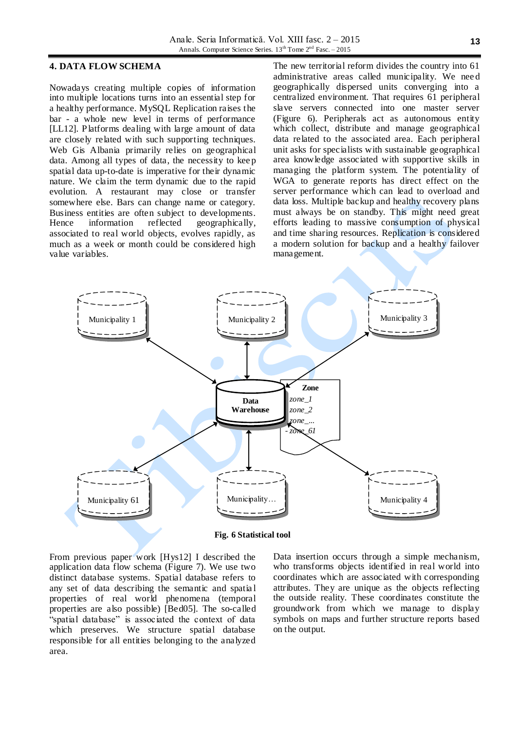## 4. DATA FLOW SCHEMA

Nowadays creating multiple copies of information into multiple locations turns into an essential step for a healthy performance. MySQL Replication raises the bar - a whole new level in terms of performance [LL12]. Platforms dealing with large amount of data are closely related with such supporting techniques. Web Gis Albania primarily relies on geographical data. Among all types of data, the necessity to keep spatial data up-to-date is imperative for their dynamic nature. We claim the term dynamic due to the rapid evolution. A restaurant may close or transfer somewhere else. Bars can change name or category. Business entities are often subject to developments. Hence information reflected geographically, associated to real world objects, evolves rapidly, as much as a week or month could be considered high value variables.

The new territorial reform divides the country into 61 administrative areas called municipality. We need geographically dispersed units converging into a centralized environment. That requires 61 peripheral slave servers connected into one master server (Figure 6). Peripherals act as autonomous entity which collect, distribute and manage geographical data related to the associated area. Each peripheral unit asks for specialists with sustainable geographical area knowledge associated with supportive skills in managing the platform system. The potentiality of WGA to generate reports has direct effect on the server performance which can lead to overload and data loss. Multiple backup and healthy recovery plans must always be on standby. This might need great efforts leading to massive consumption of physical and time sharing resources. Replication is considered a modern solution for backup and a healthy failover management.

Municipality 1, Municipality 2, Municipality 3, Municipality 4, Municipality…, Municipality 61 ↔ Data Warehouse

**Zone**
*zone_1*
*zone_2*
*zone_...*
*- zone_61*

**Fig. 6 Statistical tool**

From previous paper work [Hys12] I described the application data flow schema (Figure 7). We use two distinct database systems. Spatial database refers to any set of data describing the semantic and spatial properties of real world phenomena (temporal properties are also possible) [Bed05]. The so-called "spatial database" is associated the context of data which preserves. We structure spatial database responsible for all entities belonging to the analyzed area.

Data insertion occurs through a simple mechanism, who transforms objects identified in real world into coordinates which are associated with corresponding attributes. They are unique as the objects reflecting the outside reality. These coordinates constitute the groundwork from which we manage to display symbols on maps and further structure reports based on the output.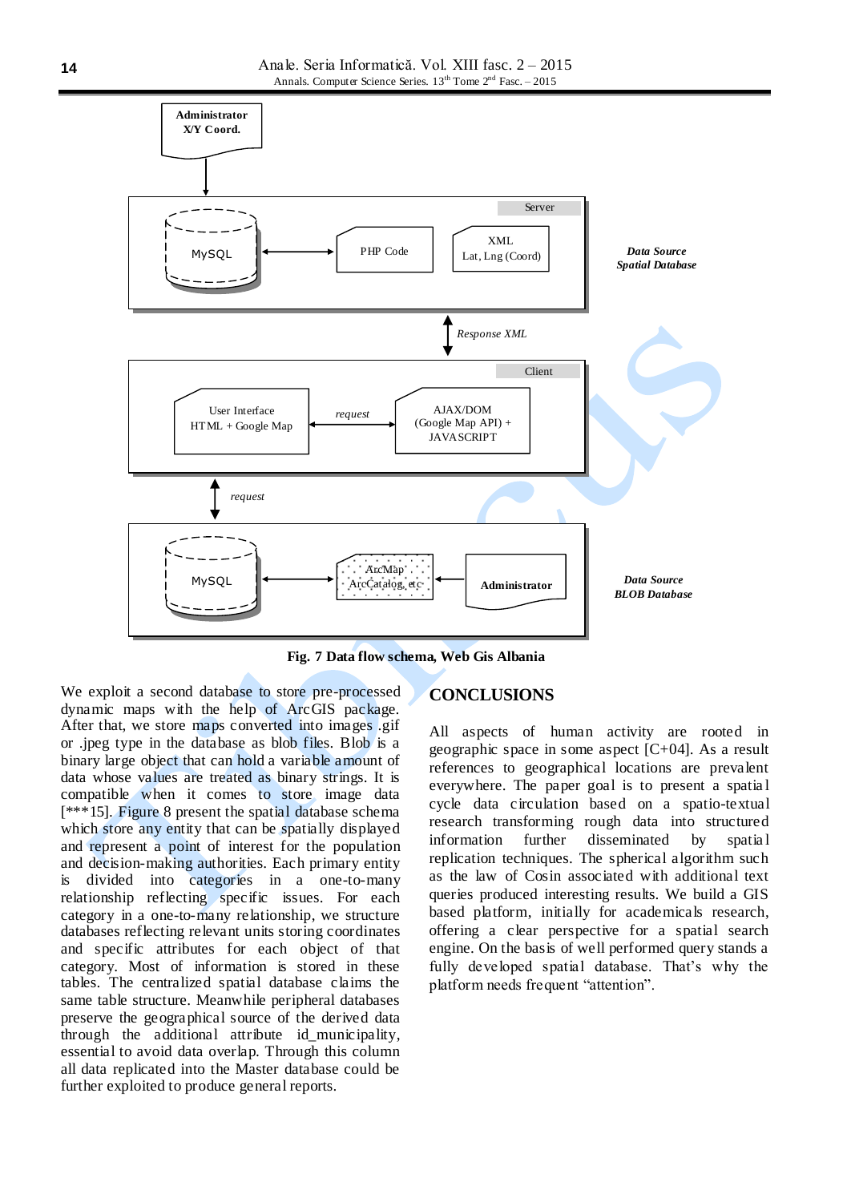Administrator X/Y Coord.

Server

MySQL

PHP Code

XML Lat, Lng (Coord)

*Data Source Spatial Database*

*Response XML*

Client

User Interface HTML + Google Map

*request*

AJAX/DOM (Google Map API) + JAVASCRIPT

*request*

MySQL

ArcMap ArcCatalog, etc

Administrator

*Data Source BLOB Database*

**Fig. 7 Data flow schema, Web Gis Albania**

We exploit a second database to store pre-processed dynamic maps with the help of ArcGIS package. After that, we store maps converted into images .gif or .jpeg type in the database as blob files. Blob is a binary large object that can hold a variable amount of data whose values are treated as binary strings. It is compatible when it comes to store image data [***15]. Figure 8 present the spatial database schema which store any entity that can be spatially displayed and represent a point of interest for the population and decision-making authorities. Each primary entity is divided into categories in a one-to-many relationship reflecting specific issues. For each category in a one-to-many relationship, we structure databases reflecting relevant units storing coordinates and specific attributes for each object of that category. Most of information is stored in these tables. The centralized spatial database claims the same table structure. Meanwhile peripheral databases preserve the geographical source of the derived data through the additional attribute id_municipality, essential to avoid data overlap. Through this column all data replicated into the Master database could be further exploited to produce general reports.

## CONCLUSIONS

All aspects of human activity are rooted in geographic space in some aspect [C+04]. As a result references to geographical locations are prevalent everywhere. The paper goal is to present a spatial cycle data circulation based on a spatio-textual research transforming rough data into structured information further disseminated by spatial replication techniques. The spherical algorithm such as the law of Cosin associated with additional text queries produced interesting results. We build a GIS based platform, initially for academicals research, offering a clear perspective for a spatial search engine. On the basis of well performed query stands a fully developed spatial database. That's why the platform needs frequent "attention".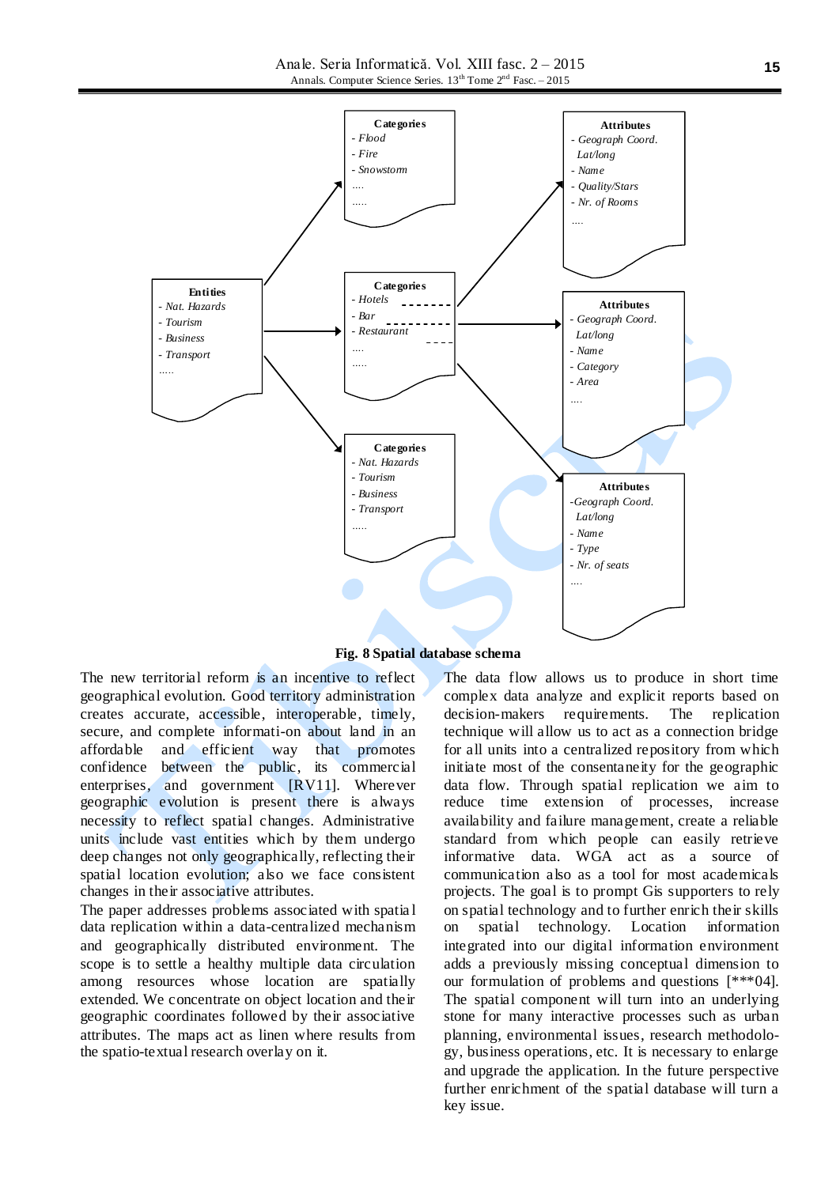**Fig. 8 Spatial database schema**

The new territorial reform is an incentive to reflect geographical evolution. Good territory administration creates accurate, accessible, interoperable, timely, secure, and complete informati-on about land in an affordable and efficient way that promotes confidence between the public, its commercial enterprises, and government [RV11]. Wherever geographic evolution is present there is always necessity to reflect spatial changes. Administrative units include vast entities which by them undergo deep changes not only geographically, reflecting their spatial location evolution; also we face consistent changes in their associative attributes.

The paper addresses problems associated with spatial data replication within a data-centralized mechanism and geographically distributed environment. The scope is to settle a healthy multiple data circulation among resources whose location are spatially extended. We concentrate on object location and their geographic coordinates followed by their associative attributes. The maps act as linen where results from the spatio-textual research overlay on it.

The data flow allows us to produce in short time complex data analyze and explicit reports based on decision-makers requirements. The replication technique will allow us to act as a connection bridge for all units into a centralized repository from which initiate most of the consentaneity for the geographic data flow. Through spatial replication we aim to reduce time extension of processes, increase availability and failure management, create a reliable standard from which people can easily retrieve informative data. WGA act as a source of communication also as a tool for most academicals projects. The goal is to prompt Gis supporters to rely on spatial technology and to further enrich their skills on spatial technology. Location information integrated into our digital information environment adds a previously missing conceptual dimension to our formulation of problems and questions [***04]. The spatial component will turn into an underlying stone for many interactive processes such as urban planning, environmental issues, research methodolo-gy, business operations, etc. It is necessary to enlarge and upgrade the application. In the future perspective further enrichment of the spatial database will turn a key issue.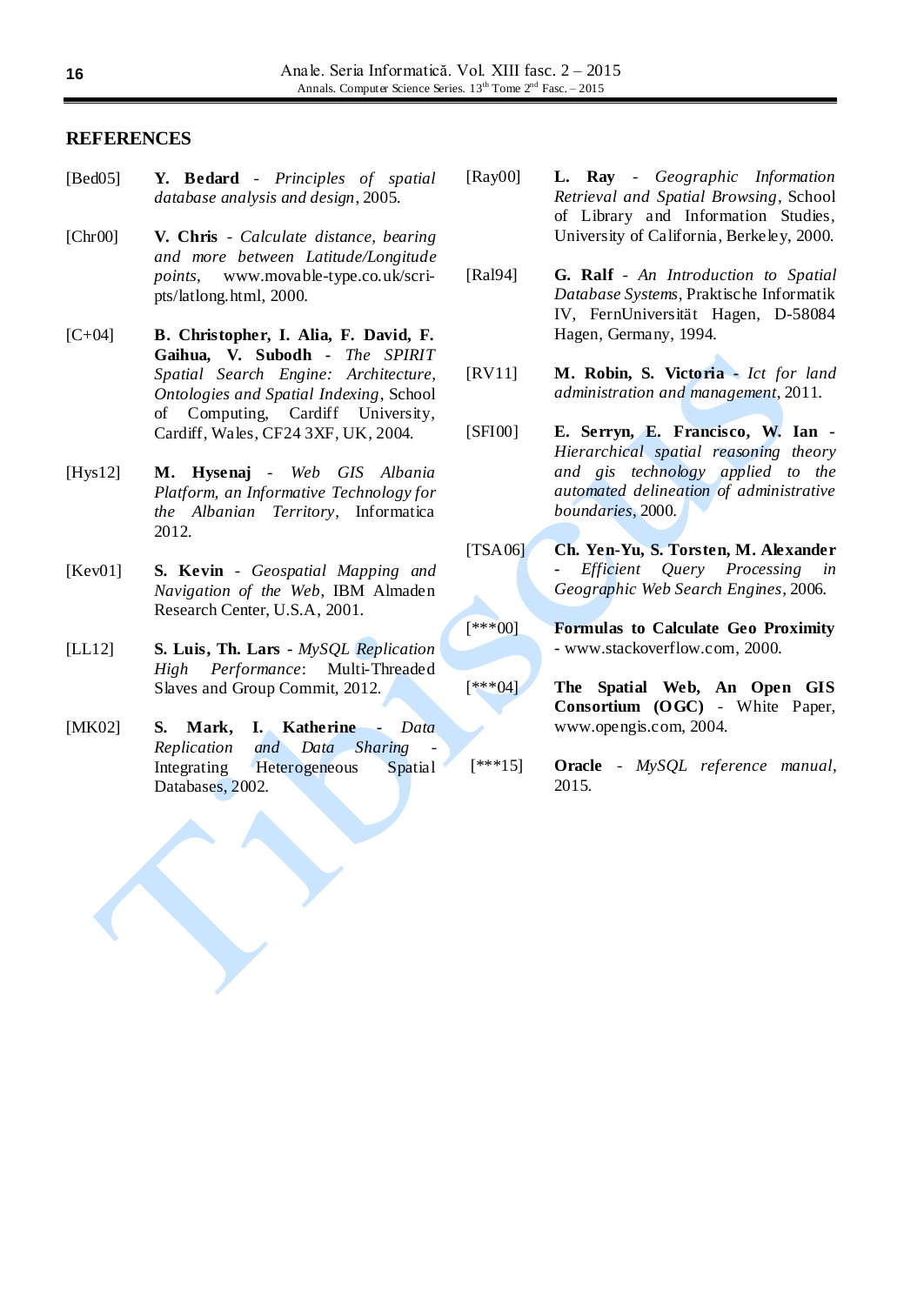## REFERENCES

[Bed05] **Y. Bedard** - *Principles of spatial database analysis and design*, 2005.

[Chr00] **V. Chris** - *Calculate distance, bearing and more between Latitude/Longitude points*, www.movable-type.co.uk/scripts/latlong.html, 2000.

[C+04] **B. Christopher, I. Alia, F. David, F. Gaihua, V. Subodh** - *The SPIRIT Spatial Search Engine: Architecture, Ontologies and Spatial Indexing*, School of Computing, Cardiff University, Cardiff, Wales, CF24 3XF, UK, 2004.

[Hys12] **M. Hysenaj** - *Web GIS Albania Platform, an Informative Technology for the Albanian Territory*, Informatica 2012.

[Kev01] **S. Kevin** - *Geospatial Mapping and Navigation of the Web*, IBM Almaden Research Center, U.S.A, 2001.

[LL12] **S. Luis, Th. Lars** - *MySQL Replication High Performance*: Multi-Threaded Slaves and Group Commit, 2012.

[MK02] **S. Mark, I. Katherine** - *Data Replication and Data Sharing* - Integrating Heterogeneous Spatial Databases, 2002.

[Ray00] **L. Ray** - *Geographic Information Retrieval and Spatial Browsing*, School of Library and Information Studies, University of California, Berkeley, 2000.

[Ral94] **G. Ralf** - *An Introduction to Spatial Database Systems*, Praktische Informatik IV, FernUniversität Hagen, D-58084 Hagen, Germany, 1994.

[RV11] **M. Robin, S. Victoria** - *Ict for land administration and management*, 2011.

[SFI00] **E. Serryn, E. Francisco, W. Ian** - *Hierarchical spatial reasoning theory and gis technology applied to the automated delineation of administrative boundaries*, 2000.

[TSA06] **Ch. Yen-Yu, S. Torsten, M. Alexander** - *Efficient Query Processing in Geographic Web Search Engines*, 2006.

[***00] **Formulas to Calculate Geo Proximity** - www.stackoverflow.com, 2000.

[***04] **The Spatial Web, An Open GIS Consortium (OGC)** - White Paper, www.opengis.com, 2004.

[***15] **Oracle** - *MySQL reference manual*, 2015.